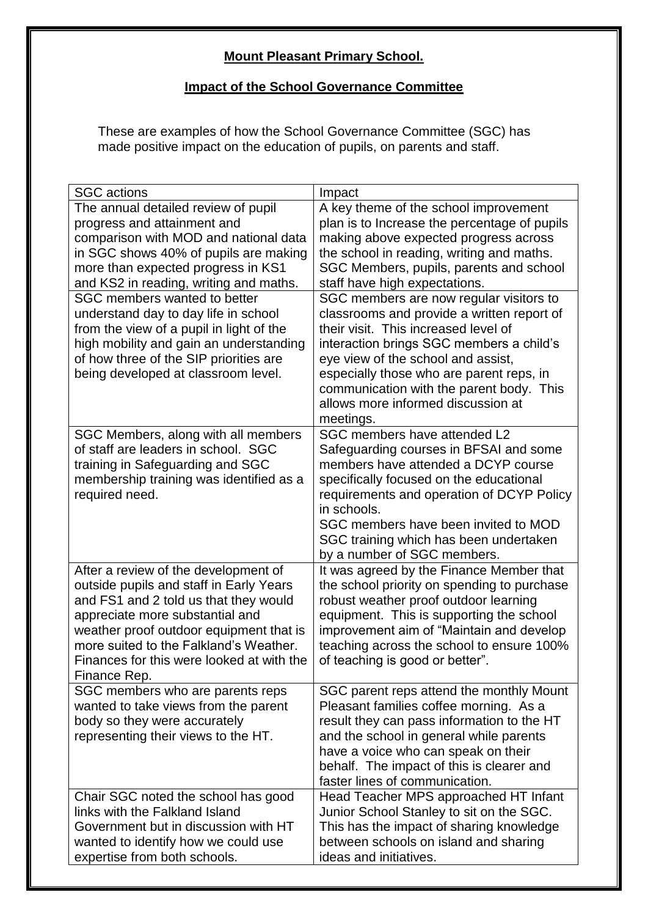**Mount Pleasant Primary School.**

**Impact of the School Governance Committee**

These are examples of how the School Governance Committee (SGC) has made positive impact on the education of pupils, on parents and staff.

| SGC actions | Impact |
|---|---|
| The annual detailed review of pupil progress and attainment and comparison with MOD and national data in SGC shows 40% of pupils are making more than expected progress in KS1 and KS2 in reading, writing and maths. | A key theme of the school improvement plan is to Increase the percentage of pupils making above expected progress across the school in reading, writing and maths. SGC Members, pupils, parents and school staff have high expectations. |
| SGC members wanted to better understand day to day life in school from the view of a pupil in light of the high mobility and gain an understanding of how three of the SIP priorities are being developed at classroom level. | SGC members are now regular visitors to classrooms and provide a written report of their visit. This increased level of interaction brings SGC members a child's eye view of the school and assist, especially those who are parent reps, in communication with the parent body. This allows more informed discussion at meetings. |
| SGC Members, along with all members of staff are leaders in school. SGC training in Safeguarding and SGC membership training was identified as a required need. | SGC members have attended L2 Safeguarding courses in BFSAI and some members have attended a DCYP course specifically focused on the educational requirements and operation of DCYP Policy in schools.<br>SGC members have been invited to MOD SGC training which has been undertaken by a number of SGC members. |
| After a review of the development of outside pupils and staff in Early Years and FS1 and 2 told us that they would appreciate more substantial and weather proof outdoor equipment that is more suited to the Falkland's Weather. Finances for this were looked at with the Finance Rep. | It was agreed by the Finance Member that the school priority on spending to purchase robust weather proof outdoor learning equipment. This is supporting the school improvement aim of "Maintain and develop teaching across the school to ensure 100% of teaching is good or better". |
| SGC members who are parents reps wanted to take views from the parent body so they were accurately representing their views to the HT. | SGC parent reps attend the monthly Mount Pleasant families coffee morning. As a result they can pass information to the HT and the school in general while parents have a voice who can speak on their behalf. The impact of this is clearer and faster lines of communication. |
| Chair SGC noted the school has good links with the Falkland Island Government but in discussion with HT wanted to identify how we could use expertise from both schools. | Head Teacher MPS approached HT Infant Junior School Stanley to sit on the SGC. This has the impact of sharing knowledge between schools on island and sharing ideas and initiatives. |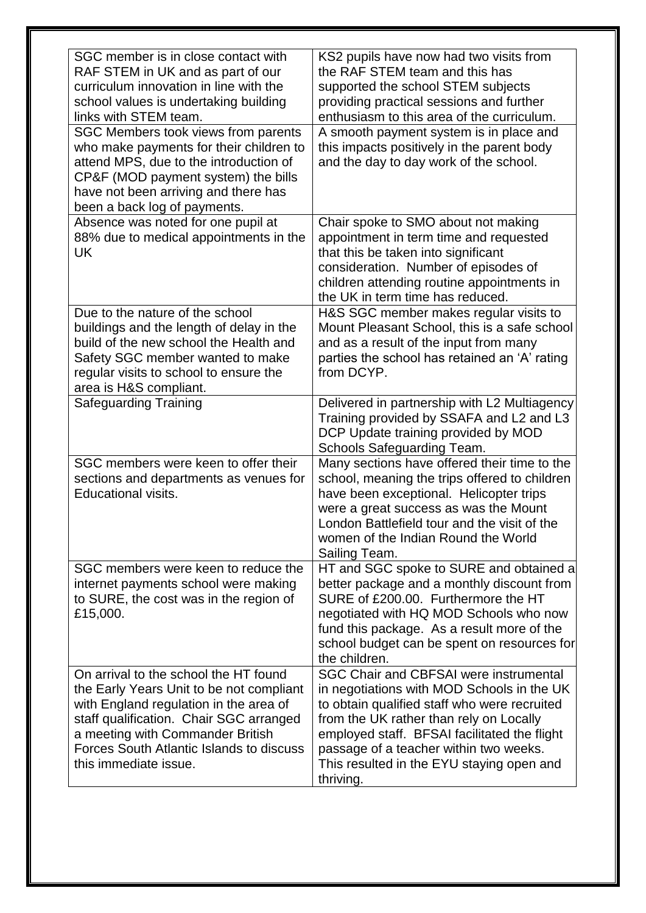| | |
|---|---|
| SGC member is in close contact with RAF STEM in UK and as part of our curriculum innovation in line with the school values is undertaking building links with STEM team. | KS2 pupils have now had two visits from the RAF STEM team and this has supported the school STEM subjects providing practical sessions and further enthusiasm to this area of the curriculum. |
| SGC Members took views from parents who make payments for their children to attend MPS, due to the introduction of CP&F (MOD payment system) the bills have not been arriving and there has been a back log of payments. | A smooth payment system is in place and this impacts positively in the parent body and the day to day work of the school. |
| Absence was noted for one pupil at 88% due to medical appointments in the UK | Chair spoke to SMO about not making appointment in term time and requested that this be taken into significant consideration. Number of episodes of children attending routine appointments in the UK in term time has reduced. |
| Due to the nature of the school buildings and the length of delay in the build of the new school the Health and Safety SGC member wanted to make regular visits to school to ensure the area is H&S compliant. | H&S SGC member makes regular visits to Mount Pleasant School, this is a safe school and as a result of the input from many parties the school has retained an 'A' rating from DCYP. |
| Safeguarding Training | Delivered in partnership with L2 Multiagency Training provided by SSAFA and L2 and L3 DCP Update training provided by MOD Schools Safeguarding Team. |
| SGC members were keen to offer their sections and departments as venues for Educational visits. | Many sections have offered their time to the school, meaning the trips offered to children have been exceptional. Helicopter trips were a great success as was the Mount London Battlefield tour and the visit of the women of the Indian Round the World Sailing Team. |
| SGC members were keen to reduce the internet payments school were making to SURE, the cost was in the region of £15,000. | HT and SGC spoke to SURE and obtained a better package and a monthly discount from SURE of £200.00. Furthermore the HT negotiated with HQ MOD Schools who now fund this package. As a result more of the school budget can be spent on resources for the children. |
| On arrival to the school the HT found the Early Years Unit to be not compliant with England regulation in the area of staff qualification. Chair SGC arranged a meeting with Commander British Forces South Atlantic Islands to discuss this immediate issue. | SGC Chair and CBFSAI were instrumental in negotiations with MOD Schools in the UK to obtain qualified staff who were recruited from the UK rather than rely on Locally employed staff. BFSAI facilitated the flight passage of a teacher within two weeks. This resulted in the EYU staying open and thriving. |